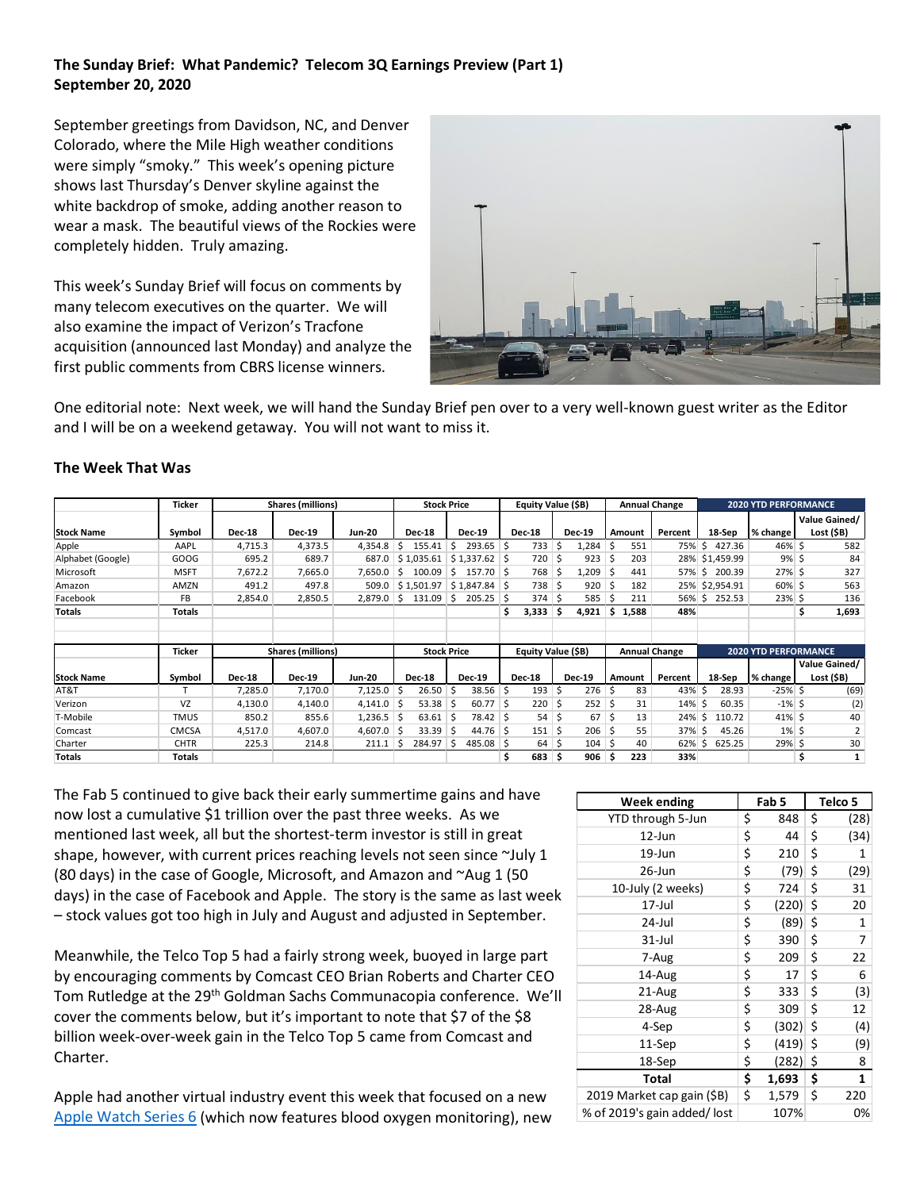**The Sunday Brief: What Pandemic? Telecom 3Q Earnings Preview (Part 1)**
**September 20, 2020**

September greetings from Davidson, NC, and Denver Colorado, where the Mile High weather conditions were simply "smoky." This week's opening picture shows last Thursday's Denver skyline against the white backdrop of smoke, adding another reason to wear a mask. The beautiful views of the Rockies were completely hidden. Truly amazing.

This week's Sunday Brief will focus on comments by many telecom executives on the quarter. We will also examine the impact of Verizon's Tracfone acquisition (announced last Monday) and analyze the first public comments from CBRS license winners.

One editorial note: Next week, we will hand the Sunday Brief pen over to a very well-known guest writer as the Editor and I will be on a weekend getaway. You will not want to miss it.

## The Week That Was

| | Ticker | Shares (millions) | | | Stock Price | | Equity Value ($B) | | Annual Change | | 2020 YTD PERFORMANCE | | |
|---|---|---|---|---|---|---|---|---|---|---|---|---|---|
| Stock Name | Symbol | Dec-18 | Dec-19 | Jun-20 | Dec-18 | Dec-19 | Dec-18 | Dec-19 | Amount | Percent | 18-Sep | % change | Value Gained/ Lost ($B) |
| Apple | AAPL | 4,715.3 | 4,373.5 | 4,354.8 | $ 155.41 | $ 293.65 | $ 733 | $ 1,284 | $ 551 | 75% | $ 427.36 | 46% | $ 582 |
| Alphabet (Google) | GOOG | 695.2 | 689.7 | 687.0 | $ 1,035.61 | $ 1,337.62 | $ 720 | $ 923 | $ 203 | 28% | $1,459.99 | 9% | $ 84 |
| Microsoft | MSFT | 7,672.2 | 7,665.0 | 7,650.0 | $ 100.09 | $ 157.70 | $ 768 | $ 1,209 | $ 441 | 57% | $ 200.39 | 27% | $ 327 |
| Amazon | AMZN | 491.2 | 497.8 | 509.0 | $ 1,501.97 | $ 1,847.84 | $ 738 | $ 920 | $ 182 | 25% | $2,954.91 | 60% | $ 563 |
| Facebook | FB | 2,854.0 | 2,850.5 | 2,879.0 | $ 131.09 | $ 205.25 | $ 374 | $ 585 | $ 211 | 56% | $ 252.53 | 23% | $ 136 |
| Totals | Totals | | | | | | $ 3,333 | $ 4,921 | $ 1,588 | 48% | | | $ 1,693 |

| | Ticker | Shares (millions) | | | Stock Price | | Equity Value ($B) | | Annual Change | | 2020 YTD PERFORMANCE | | |
|---|---|---|---|---|---|---|---|---|---|---|---|---|---|
| Stock Name | Symbol | Dec-18 | Dec-19 | Jun-20 | Dec-18 | Dec-19 | Dec-18 | Dec-19 | Amount | Percent | 18-Sep | % change | Value Gained/ Lost ($B) |
| AT&T | T | 7,285.0 | 7,170.0 | 7,125.0 | $ 26.50 | $ 38.56 | $ 193 | $ 276 | $ 83 | 43% | $ 28.93 | -25% | $ (69) |
| Verizon | VZ | 4,130.0 | 4,140.0 | 4,141.0 | $ 53.38 | $ 60.77 | $ 220 | $ 252 | $ 31 | 14% | $ 60.35 | -1% | $ (2) |
| T-Mobile | TMUS | 850.2 | 855.6 | 1,236.5 | $ 63.61 | $ 78.42 | $ 54 | $ 67 | $ 13 | 24% | $ 110.72 | 41% | $ 40 |
| Comcast | CMCSA | 4,517.0 | 4,607.0 | 4,607.0 | $ 33.39 | $ 44.76 | $ 151 | $ 206 | $ 55 | 37% | $ 45.26 | 1% | $ 2 |
| Charter | CHTR | 225.3 | 214.8 | 211.1 | $ 284.97 | $ 485.08 | $ 64 | $ 104 | $ 40 | 62% | $ 625.25 | 29% | $ 30 |
| Totals | Totals | | | | | | $ 683 | $ 906 | $ 223 | 33% | | | $ 1 |

The Fab 5 continued to give back their early summertime gains and have now lost a cumulative $1 trillion over the past three weeks. As we mentioned last week, all but the shortest-term investor is still in great shape, however, with current prices reaching levels not seen since ~July 1 (80 days) in the case of Google, Microsoft, and Amazon and ~Aug 1 (50 days) in the case of Facebook and Apple. The story is the same as last week – stock values got too high in July and August and adjusted in September.

| Week ending | Fab 5 | Telco 5 |
|---|---|---|
| YTD through 5-Jun | $ 848 | $ (28) |
| 12-Jun | $ 44 | $ (34) |
| 19-Jun | $ 210 | $ 1 |
| 26-Jun | $ (79) | $ (29) |
| 10-July (2 weeks) | $ 724 | $ 31 |
| 17-Jul | $ (220) | $ 20 |
| 24-Jul | $ (89) | $ 1 |
| 31-Jul | $ 390 | $ 7 |
| 7-Aug | $ 209 | $ 22 |
| 14-Aug | $ 17 | $ 6 |
| 21-Aug | $ 333 | $ (3) |
| 28-Aug | $ 309 | $ 12 |
| 4-Sep | $ (302) | $ (4) |
| 11-Sep | $ (419) | $ (9) |
| 18-Sep | $ (282) | $ 8 |
| **Total** | **$ 1,693** | **$ 1** |
| 2019 Market cap gain ($B) | $ 1,579 | $ 220 |
| % of 2019's gain added/ lost | 107% | 0% |

Meanwhile, the Telco Top 5 had a fairly strong week, buoyed in large part by encouraging comments by Comcast CEO Brian Roberts and Charter CEO Tom Rutledge at the 29th Goldman Sachs Communacopia conference. We'll cover the comments below, but it's important to note that $7 of the $8 billion week-over-week gain in the Telco Top 5 came from Comcast and Charter.

Apple had another virtual industry event this week that focused on a new Apple Watch Series 6 (which now features blood oxygen monitoring), new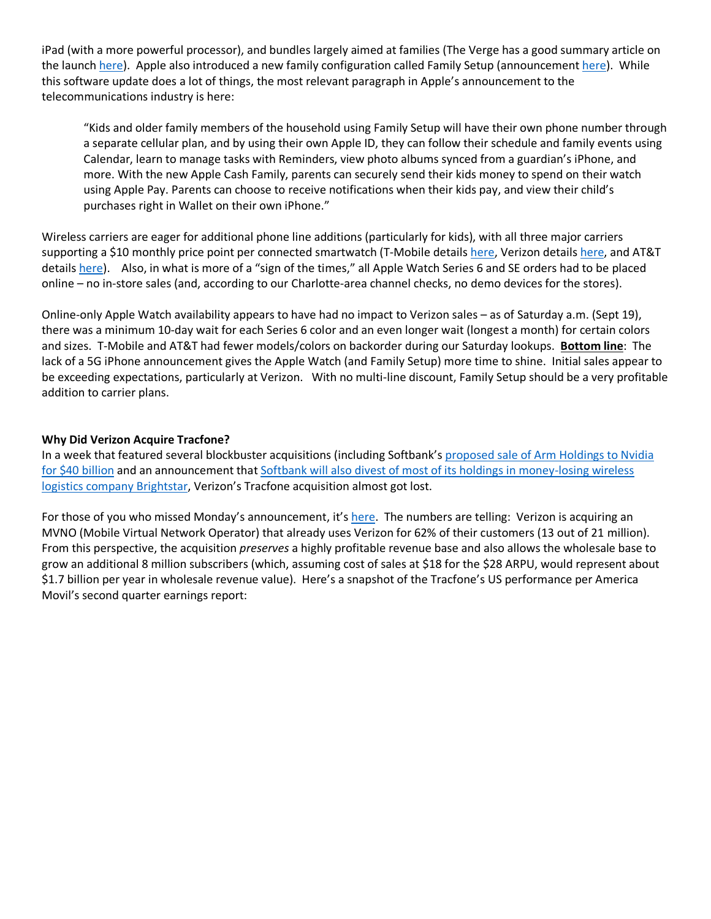iPad (with a more powerful processor), and bundles largely aimed at families (The Verge has a good summary article on the launch here). Apple also introduced a new family configuration called Family Setup (announcement here). While this software update does a lot of things, the most relevant paragraph in Apple's announcement to the telecommunications industry is here:

> "Kids and older family members of the household using Family Setup will have their own phone number through a separate cellular plan, and by using their own Apple ID, they can follow their schedule and family events using Calendar, learn to manage tasks with Reminders, view photo albums synced from a guardian's iPhone, and more. With the new Apple Cash Family, parents can securely send their kids money to spend on their watch using Apple Pay. Parents can choose to receive notifications when their kids pay, and view their child's purchases right in Wallet on their own iPhone."

Wireless carriers are eager for additional phone line additions (particularly for kids), with all three major carriers supporting a $10 monthly price point per connected smartwatch (T-Mobile details here, Verizon details here, and AT&T details here). Also, in what is more of a "sign of the times," all Apple Watch Series 6 and SE orders had to be placed online – no in-store sales (and, according to our Charlotte-area channel checks, no demo devices for the stores).

Online-only Apple Watch availability appears to have had no impact to Verizon sales – as of Saturday a.m. (Sept 19), there was a minimum 10-day wait for each Series 6 color and an even longer wait (longest a month) for certain colors and sizes. T-Mobile and AT&T had fewer models/colors on backorder during our Saturday lookups. **Bottom line**: The lack of a 5G iPhone announcement gives the Apple Watch (and Family Setup) more time to shine. Initial sales appear to be exceeding expectations, particularly at Verizon. With no multi-line discount, Family Setup should be a very profitable addition to carrier plans.

**Why Did Verizon Acquire Tracfone?**

In a week that featured several blockbuster acquisitions (including Softbank's proposed sale of Arm Holdings to Nvidia for $40 billion and an announcement that Softbank will also divest of most of its holdings in money-losing wireless logistics company Brightstar, Verizon's Tracfone acquisition almost got lost.

For those of you who missed Monday's announcement, it's here. The numbers are telling: Verizon is acquiring an MVNO (Mobile Virtual Network Operator) that already uses Verizon for 62% of their customers (13 out of 21 million). From this perspective, the acquisition *preserves* a highly profitable revenue base and also allows the wholesale base to grow an additional 8 million subscribers (which, assuming cost of sales at $18 for the $28 ARPU, would represent about $1.7 billion per year in wholesale revenue value). Here's a snapshot of the Tracfone's US performance per America Movil's second quarter earnings report: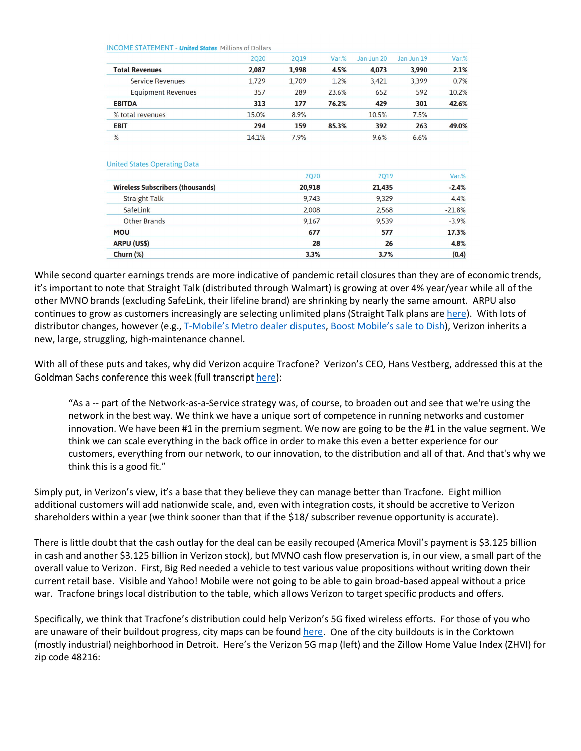INCOME STATEMENT - ***United States*** Millions of Dollars

| | 2Q20 | 2Q19 | Var.% | Jan-Jun 20 | Jan-Jun 19 | Var.% |
|---|---|---|---|---|---|---|
| **Total Revenues** | **2,087** | **1,998** | **4.5%** | **4,073** | **3,990** | **2.1%** |
| Service Revenues | 1,729 | 1,709 | 1.2% | 3,421 | 3,399 | 0.7% |
| Equipment Revenues | 357 | 289 | 23.6% | 652 | 592 | 10.2% |
| **EBITDA** | **313** | **177** | **76.2%** | **429** | **301** | **42.6%** |
| % total revenues | 15.0% | 8.9% | | 10.5% | 7.5% | |
| **EBIT** | **294** | **159** | **85.3%** | **392** | **263** | **49.0%** |
| % | 14.1% | 7.9% | | 9.6% | 6.6% | |

United States Operating Data

| | 2Q20 | 2Q19 | Var.% |
|---|---|---|---|
| **Wireless Subscribers (thousands)** | **20,918** | **21,435** | **-2.4%** |
| Straight Talk | 9,743 | 9,329 | 4.4% |
| SafeLink | 2,008 | 2,568 | -21.8% |
| Other Brands | 9,167 | 9,539 | -3.9% |
| **MOU** | **677** | **577** | **17.3%** |
| **ARPU (US$)** | **28** | **26** | **4.8%** |
| **Churn (%)** | **3.3%** | **3.7%** | **(0.4)** |

While second quarter earnings trends are more indicative of pandemic retail closures than they are of economic trends, it's important to note that Straight Talk (distributed through Walmart) is growing at over 4% year/year while all of the other MVNO brands (excluding SafeLink, their lifeline brand) are shrinking by nearly the same amount. ARPU also continues to grow as customers increasingly are selecting unlimited plans (Straight Talk plans are here). With lots of distributor changes, however (e.g., T-Mobile's Metro dealer disputes, Boost Mobile's sale to Dish), Verizon inherits a new, large, struggling, high-maintenance channel.

With all of these puts and takes, why did Verizon acquire Tracfone? Verizon's CEO, Hans Vestberg, addressed this at the Goldman Sachs conference this week (full transcript here):

> "As a -- part of the Network-as-a-Service strategy was, of course, to broaden out and see that we're using the network in the best way. We think we have a unique sort of competence in running networks and customer innovation. We have been #1 in the premium segment. We now are going to be the #1 in the value segment. We think we can scale everything in the back office in order to make this even a better experience for our customers, everything from our network, to our innovation, to the distribution and all of that. And that's why we think this is a good fit."

Simply put, in Verizon's view, it's a base that they believe they can manage better than Tracfone. Eight million additional customers will add nationwide scale, and, even with integration costs, it should be accretive to Verizon shareholders within a year (we think sooner than that if the $18/ subscriber revenue opportunity is accurate).

There is little doubt that the cash outlay for the deal can be easily recouped (America Movil's payment is $3.125 billion in cash and another $3.125 billion in Verizon stock), but MVNO cash flow preservation is, in our view, a small part of the overall value to Verizon. First, Big Red needed a vehicle to test various value propositions without writing down their current retail base. Visible and Yahoo! Mobile were not going to be able to gain broad-based appeal without a price war. Tracfone brings local distribution to the table, which allows Verizon to target specific products and offers.

Specifically, we think that Tracfone's distribution could help Verizon's 5G fixed wireless efforts. For those of you who are unaware of their buildout progress, city maps can be found here. One of the city buildouts is in the Corktown (mostly industrial) neighborhood in Detroit. Here's the Verizon 5G map (left) and the Zillow Home Value Index (ZHVI) for zip code 48216: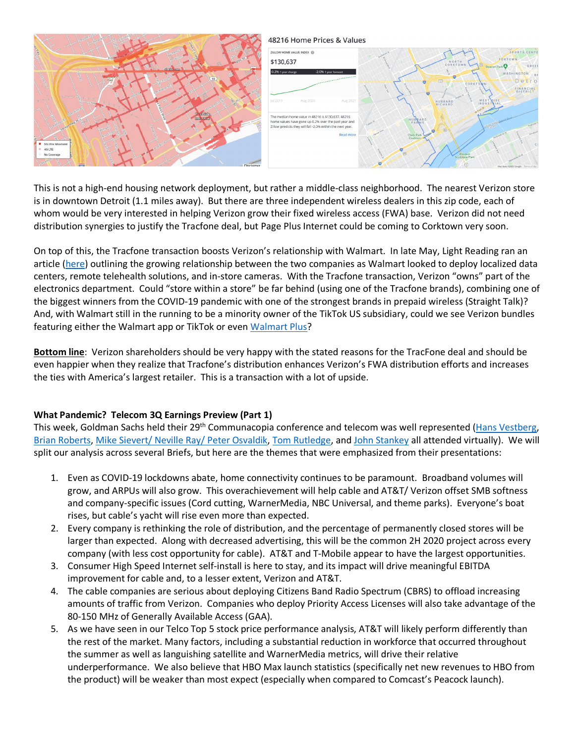48216 Home Prices & Values

This is not a high-end housing network deployment, but rather a middle-class neighborhood. The nearest Verizon store is in downtown Detroit (1.1 miles away). But there are three independent wireless dealers in this zip code, each of whom would be very interested in helping Verizon grow their fixed wireless access (FWA) base. Verizon did not need distribution synergies to justify the Tracfone deal, but Page Plus Internet could be coming to Corktown very soon.

On top of this, the Tracfone transaction boosts Verizon's relationship with Walmart. In late May, Light Reading ran an article (here) outlining the growing relationship between the two companies as Walmart looked to deploy localized data centers, remote telehealth solutions, and in-store cameras. With the Tracfone transaction, Verizon "owns" part of the electronics department. Could "store within a store" be far behind (using one of the Tracfone brands), combining one of the biggest winners from the COVID-19 pandemic with one of the strongest brands in prepaid wireless (Straight Talk)? And, with Walmart still in the running to be a minority owner of the TikTok US subsidiary, could we see Verizon bundles featuring either the Walmart app or TikTok or even Walmart Plus?

**Bottom line**: Verizon shareholders should be very happy with the stated reasons for the TracFone deal and should be even happier when they realize that Tracfone's distribution enhances Verizon's FWA distribution efforts and increases the ties with America's largest retailer. This is a transaction with a lot of upside.

**What Pandemic? Telecom 3Q Earnings Preview (Part 1)**

This week, Goldman Sachs held their 29th Communacopia conference and telecom was well represented (Hans Vestberg, Brian Roberts, Mike Sievert/ Neville Ray/ Peter Osvaldik, Tom Rutledge, and John Stankey all attended virtually). We will split our analysis across several Briefs, but here are the themes that were emphasized from their presentations:

1. Even as COVID-19 lockdowns abate, home connectivity continues to be paramount. Broadband volumes will grow, and ARPUs will also grow. This overachievement will help cable and AT&T/ Verizon offset SMB softness and company-specific issues (Cord cutting, WarnerMedia, NBC Universal, and theme parks). Everyone's boat rises, but cable's yacht will rise even more than expected.
2. Every company is rethinking the role of distribution, and the percentage of permanently closed stores will be larger than expected. Along with decreased advertising, this will be the common 2H 2020 project across every company (with less cost opportunity for cable). AT&T and T-Mobile appear to have the largest opportunities.
3. Consumer High Speed Internet self-install is here to stay, and its impact will drive meaningful EBITDA improvement for cable and, to a lesser extent, Verizon and AT&T.
4. The cable companies are serious about deploying Citizens Band Radio Spectrum (CBRS) to offload increasing amounts of traffic from Verizon. Companies who deploy Priority Access Licenses will also take advantage of the 80-150 MHz of Generally Available Access (GAA).
5. As we have seen in our Telco Top 5 stock price performance analysis, AT&T will likely perform differently than the rest of the market. Many factors, including a substantial reduction in workforce that occurred throughout the summer as well as languishing satellite and WarnerMedia metrics, will drive their relative underperformance. We also believe that HBO Max launch statistics (specifically net new revenues to HBO from the product) will be weaker than most expect (especially when compared to Comcast's Peacock launch).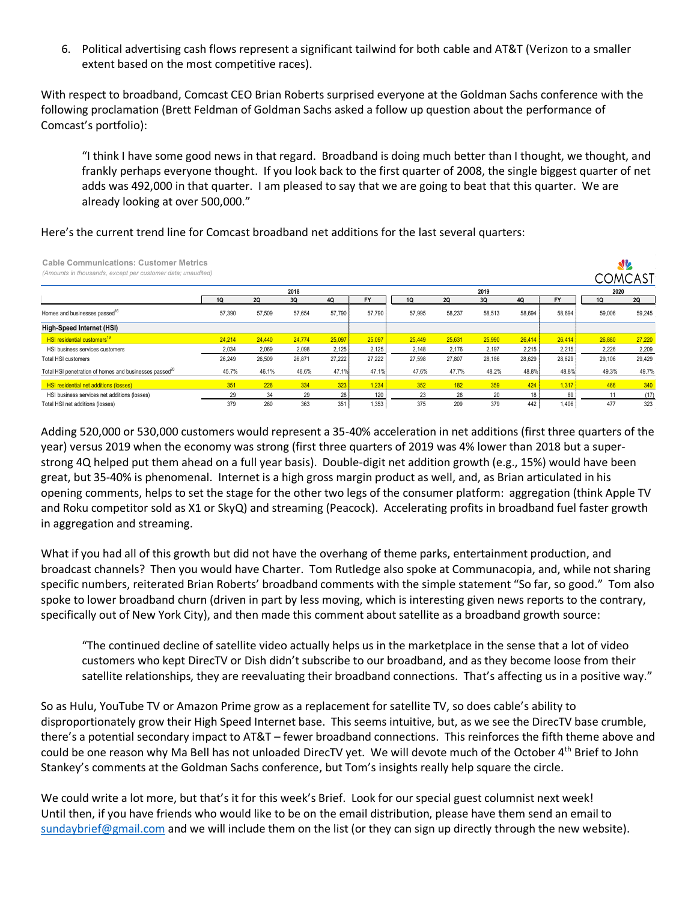6. Political advertising cash flows represent a significant tailwind for both cable and AT&T (Verizon to a smaller extent based on the most competitive races).

With respect to broadband, Comcast CEO Brian Roberts surprised everyone at the Goldman Sachs conference with the following proclamation (Brett Feldman of Goldman Sachs asked a follow up question about the performance of Comcast's portfolio):

> "I think I have some good news in that regard. Broadband is doing much better than I thought, we thought, and frankly perhaps everyone thought. If you look back to the first quarter of 2008, the single biggest quarter of net adds was 492,000 in that quarter. I am pleased to say that we are going to beat that this quarter. We are already looking at over 500,000."

Here's the current trend line for Comcast broadband net additions for the last several quarters:

**Cable Communications: Customer Metrics**
*(Amounts in thousands, except per customer data; unaudited)*

COMCAST

| | 2018 | | | | | 2019 | | | | | 2020 | |
|---|---|---|---|---|---|---|---|---|---|---|---|---|
| | 1Q | 2Q | 3Q | 4Q | FY | 1Q | 2Q | 3Q | 4Q | FY | 1Q | 2Q |
| Homes and businesses passed[18] | 57,390 | 57,509 | 57,654 | 57,790 | 57,790 | 57,995 | 58,237 | 58,513 | 58,694 | 58,694 | 59,006 | 59,245 |
| **High-Speed Internet (HSI)** | | | | | | | | | | | | |
| HSI residential customers[19] | 24,214 | 24,440 | 24,774 | 25,097 | 25,097 | 25,449 | 25,631 | 25,990 | 26,414 | 26,414 | 26,880 | 27,220 |
| HSI business services customers | 2,034 | 2,069 | 2,098 | 2,125 | 2,125 | 2,148 | 2,176 | 2,197 | 2,215 | 2,215 | 2,226 | 2,209 |
| Total HSI customers | 26,249 | 26,509 | 26,871 | 27,222 | 27,222 | 27,598 | 27,807 | 28,186 | 28,629 | 28,629 | 29,106 | 29,429 |
| Total HSI penetration of homes and businesses passed[20] | 45.7% | 46.1% | 46.6% | 47.1% | 47.1% | 47.6% | 47.7% | 48.2% | 48.8% | 48.8% | 49.3% | 49.7% |
| HSI residential net additions (losses) | 351 | 226 | 334 | 323 | 1,234 | 352 | 182 | 359 | 424 | 1,317 | 466 | 340 |
| HSI business services net additions (losses) | 29 | 34 | 29 | 28 | 120 | 23 | 28 | 20 | 18 | 89 | 11 | (17) |
| Total HSI net additions (losses) | 379 | 260 | 363 | 351 | 1,353 | 375 | 209 | 379 | 442 | 1,406 | 477 | 323 |

Adding 520,000 or 530,000 customers would represent a 35-40% acceleration in net additions (first three quarters of the year) versus 2019 when the economy was strong (first three quarters of 2019 was 4% lower than 2018 but a super-strong 4Q helped put them ahead on a full year basis). Double-digit net addition growth (e.g., 15%) would have been great, but 35-40% is phenomenal. Internet is a high gross margin product as well, and, as Brian articulated in his opening comments, helps to set the stage for the other two legs of the consumer platform: aggregation (think Apple TV and Roku competitor sold as X1 or SkyQ) and streaming (Peacock). Accelerating profits in broadband fuel faster growth in aggregation and streaming.

What if you had all of this growth but did not have the overhang of theme parks, entertainment production, and broadcast channels? Then you would have Charter. Tom Rutledge also spoke at Communacopia, and, while not sharing specific numbers, reiterated Brian Roberts' broadband comments with the simple statement "So far, so good." Tom also spoke to lower broadband churn (driven in part by less moving, which is interesting given news reports to the contrary, specifically out of New York City), and then made this comment about satellite as a broadband growth source:

> "The continued decline of satellite video actually helps us in the marketplace in the sense that a lot of video customers who kept DirecTV or Dish didn't subscribe to our broadband, and as they become loose from their satellite relationships, they are reevaluating their broadband connections. That's affecting us in a positive way."

So as Hulu, YouTube TV or Amazon Prime grow as a replacement for satellite TV, so does cable's ability to disproportionately grow their High Speed Internet base. This seems intuitive, but, as we see the DirecTV base crumble, there's a potential secondary impact to AT&T – fewer broadband connections. This reinforces the fifth theme above and could be one reason why Ma Bell has not unloaded DirecTV yet. We will devote much of the October 4th Brief to John Stankey's comments at the Goldman Sachs conference, but Tom's insights really help square the circle.

We could write a lot more, but that's it for this week's Brief. Look for our special guest columnist next week! Until then, if you have friends who would like to be on the email distribution, please have them send an email to sundaybrief@gmail.com and we will include them on the list (or they can sign up directly through the new website).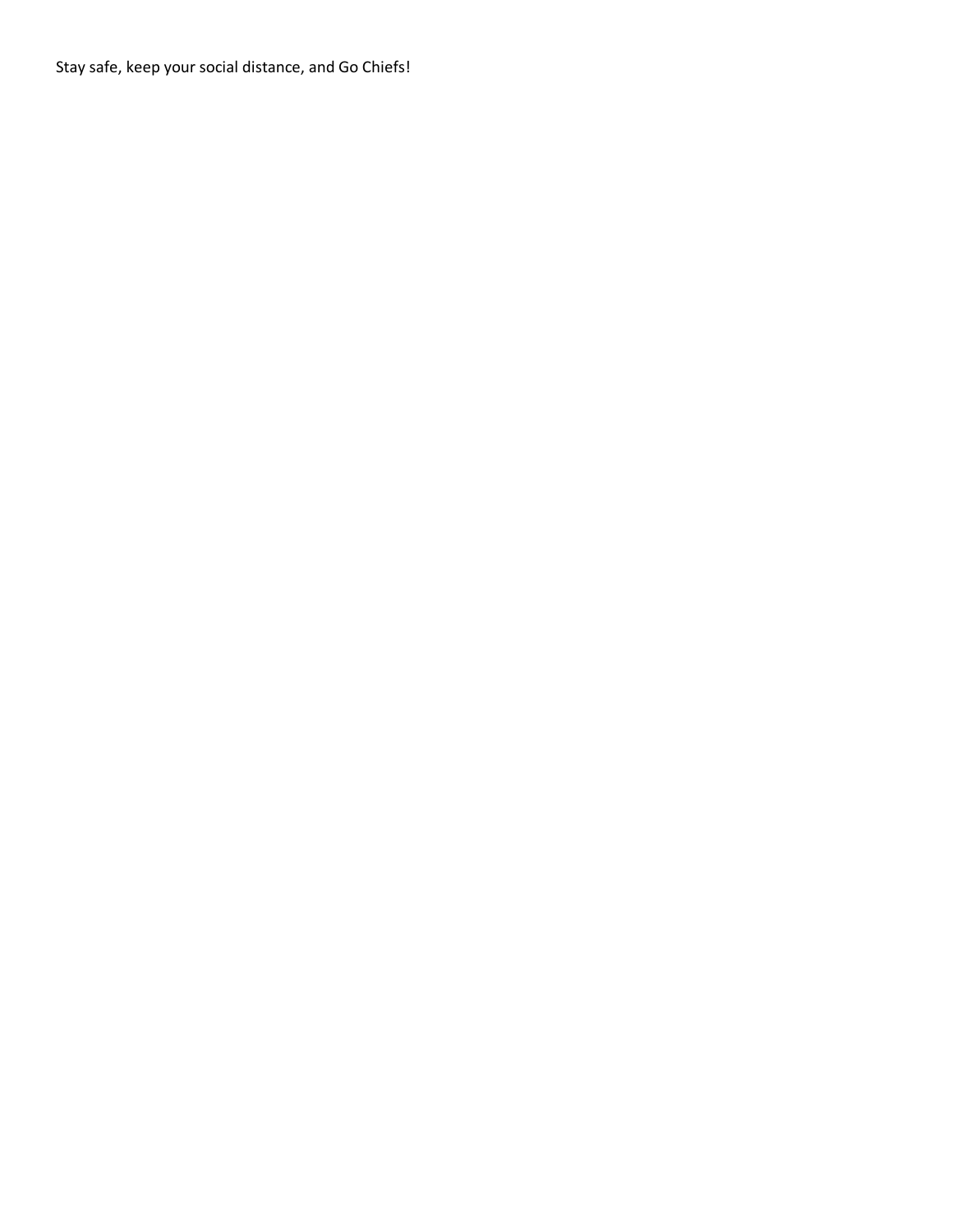Stay safe, keep your social distance, and Go Chiefs!